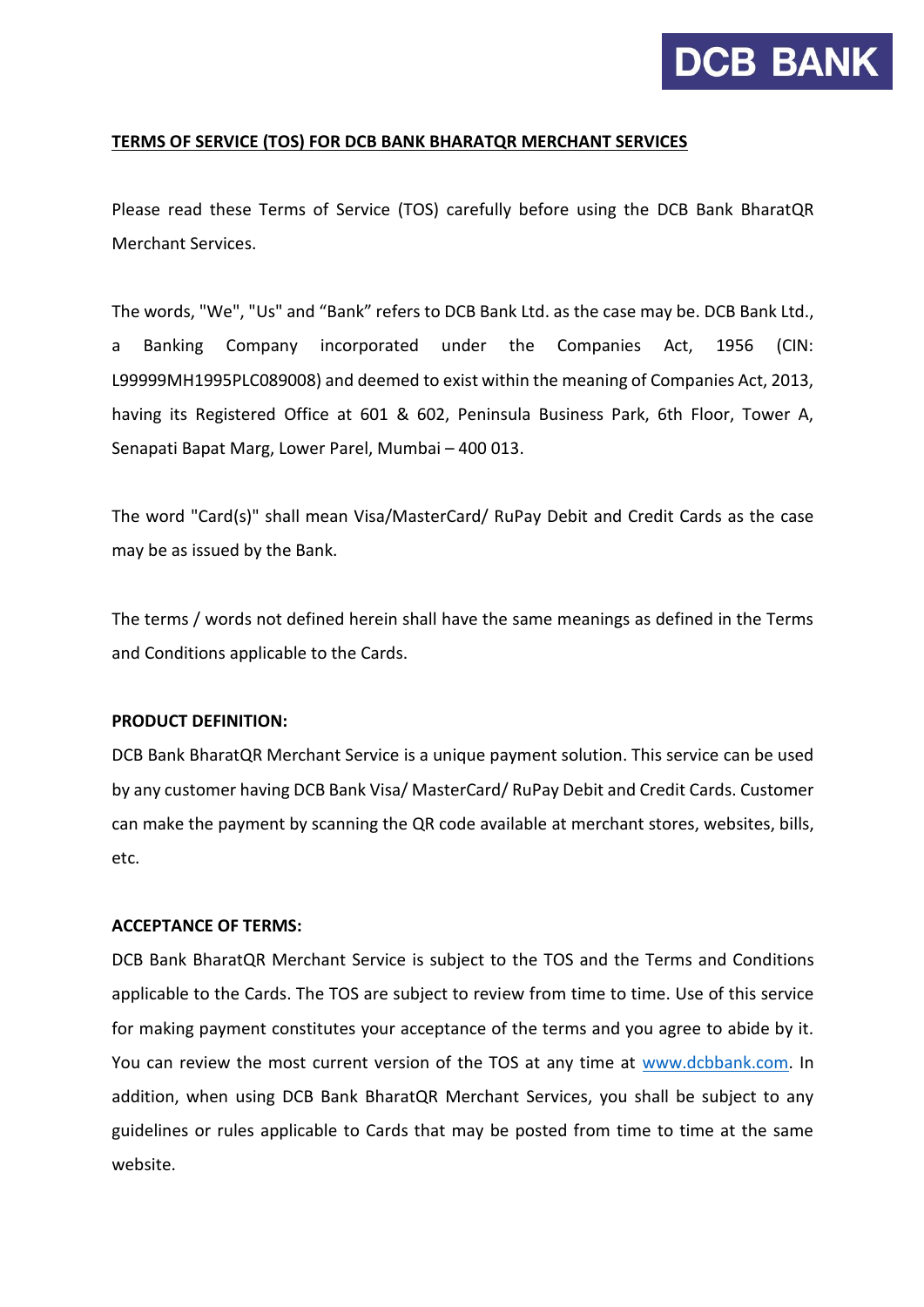# TERMS OF SERVICE (TOS) FOR DCB BANK BHARATQR MERCHANT SERVICES

Please read these Terms of Service (TOS) carefully before using the DCB Bank BharatQR Merchant Services.

The words, "We", "Us" and "Bank" refers to DCB Bank Ltd. as the case may be. DCB Bank Ltd., a Banking Company incorporated under the Companies Act, 1956 (CIN: L99999MH1995PLC089008) and deemed to exist within the meaning of Companies Act, 2013, having its Registered Office at 601 & 602, Peninsula Business Park, 6th Floor, Tower A, Senapati Bapat Marg, Lower Parel, Mumbai – 400 013.

The word "Card(s)" shall mean Visa/MasterCard/ RuPay Debit and Credit Cards as the case may be as issued by the Bank.

The terms / words not defined herein shall have the same meanings as defined in the Terms and Conditions applicable to the Cards.

**PRODUCT DEFINITION:**

DCB Bank BharatQR Merchant Service is a unique payment solution. This service can be used by any customer having DCB Bank Visa/ MasterCard/ RuPay Debit and Credit Cards. Customer can make the payment by scanning the QR code available at merchant stores, websites, bills, etc.

**ACCEPTANCE OF TERMS:**

DCB Bank BharatQR Merchant Service is subject to the TOS and the Terms and Conditions applicable to the Cards. The TOS are subject to review from time to time. Use of this service for making payment constitutes your acceptance of the terms and you agree to abide by it. You can review the most current version of the TOS at any time at www.dcbbank.com. In addition, when using DCB Bank BharatQR Merchant Services, you shall be subject to any guidelines or rules applicable to Cards that may be posted from time to time at the same website.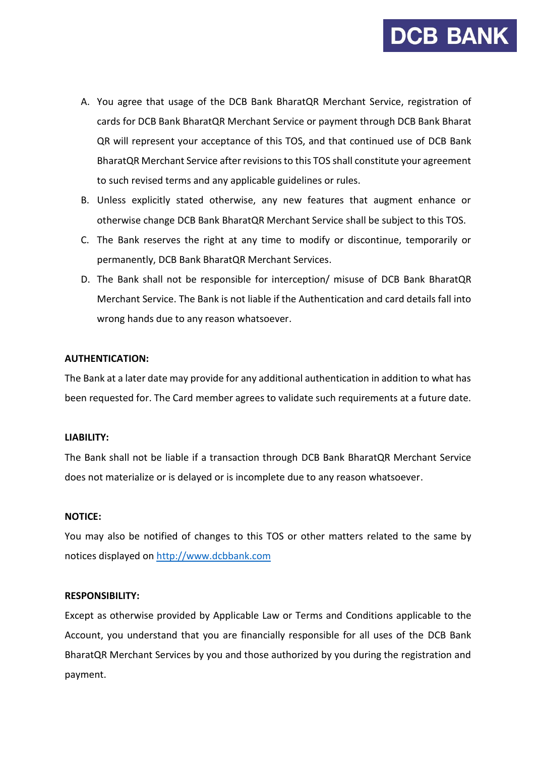A. You agree that usage of the DCB Bank BharatQR Merchant Service, registration of cards for DCB Bank BharatQR Merchant Service or payment through DCB Bank Bharat QR will represent your acceptance of this TOS, and that continued use of DCB Bank BharatQR Merchant Service after revisions to this TOS shall constitute your agreement to such revised terms and any applicable guidelines or rules.
B. Unless explicitly stated otherwise, any new features that augment enhance or otherwise change DCB Bank BharatQR Merchant Service shall be subject to this TOS.
C. The Bank reserves the right at any time to modify or discontinue, temporarily or permanently, DCB Bank BharatQR Merchant Services.
D. The Bank shall not be responsible for interception/ misuse of DCB Bank BharatQR Merchant Service. The Bank is not liable if the Authentication and card details fall into wrong hands due to any reason whatsoever.

**AUTHENTICATION:**

The Bank at a later date may provide for any additional authentication in addition to what has been requested for. The Card member agrees to validate such requirements at a future date.

**LIABILITY:**

The Bank shall not be liable if a transaction through DCB Bank BharatQR Merchant Service does not materialize or is delayed or is incomplete due to any reason whatsoever.

**NOTICE:**

You may also be notified of changes to this TOS or other matters related to the same by notices displayed on [http://www.dcbbank.com](http://www.dcbbank.com)

**RESPONSIBILITY:**

Except as otherwise provided by Applicable Law or Terms and Conditions applicable to the Account, you understand that you are financially responsible for all uses of the DCB Bank BharatQR Merchant Services by you and those authorized by you during the registration and payment.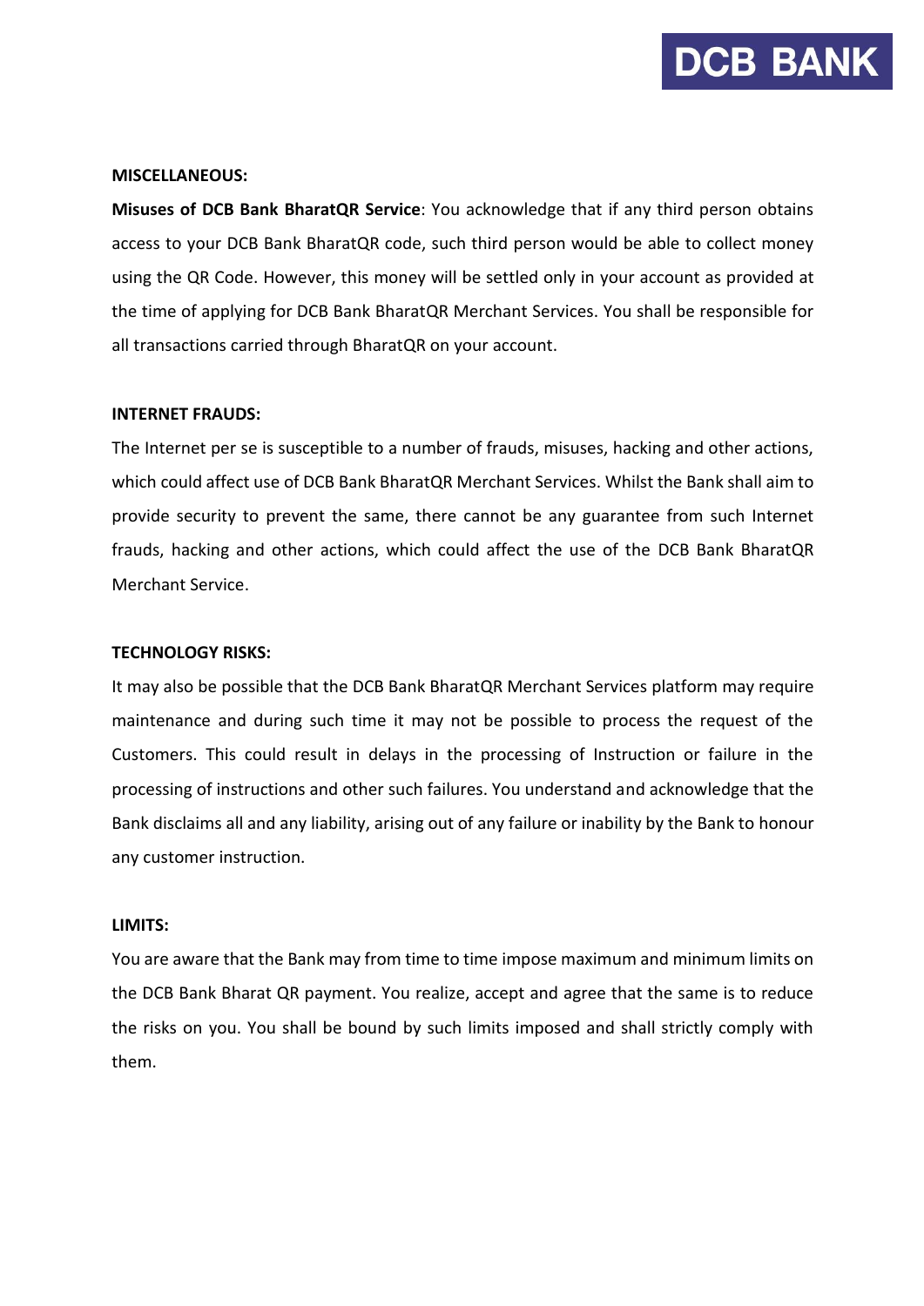**MISCELLANEOUS:**

**Misuses of DCB Bank BharatQR Service**: You acknowledge that if any third person obtains access to your DCB Bank BharatQR code, such third person would be able to collect money using the QR Code. However, this money will be settled only in your account as provided at the time of applying for DCB Bank BharatQR Merchant Services. You shall be responsible for all transactions carried through BharatQR on your account.

**INTERNET FRAUDS:**

The Internet per se is susceptible to a number of frauds, misuses, hacking and other actions, which could affect use of DCB Bank BharatQR Merchant Services. Whilst the Bank shall aim to provide security to prevent the same, there cannot be any guarantee from such Internet frauds, hacking and other actions, which could affect the use of the DCB Bank BharatQR Merchant Service.

**TECHNOLOGY RISKS:**

It may also be possible that the DCB Bank BharatQR Merchant Services platform may require maintenance and during such time it may not be possible to process the request of the Customers. This could result in delays in the processing of Instruction or failure in the processing of instructions and other such failures. You understand and acknowledge that the Bank disclaims all and any liability, arising out of any failure or inability by the Bank to honour any customer instruction.

**LIMITS:**

You are aware that the Bank may from time to time impose maximum and minimum limits on the DCB Bank Bharat QR payment. You realize, accept and agree that the same is to reduce the risks on you. You shall be bound by such limits imposed and shall strictly comply with them.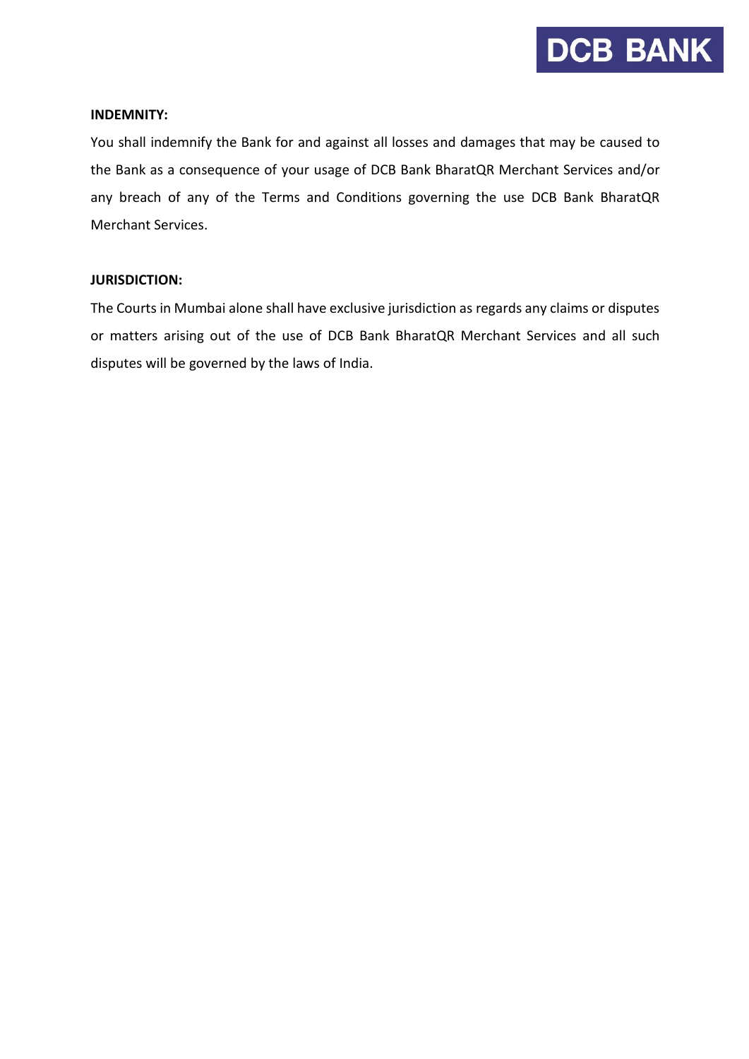**INDEMNITY:**

You shall indemnify the Bank for and against all losses and damages that may be caused to the Bank as a consequence of your usage of DCB Bank BharatQR Merchant Services and/or any breach of any of the Terms and Conditions governing the use DCB Bank BharatQR Merchant Services.

**JURISDICTION:**

The Courts in Mumbai alone shall have exclusive jurisdiction as regards any claims or disputes or matters arising out of the use of DCB Bank BharatQR Merchant Services and all such disputes will be governed by the laws of India.